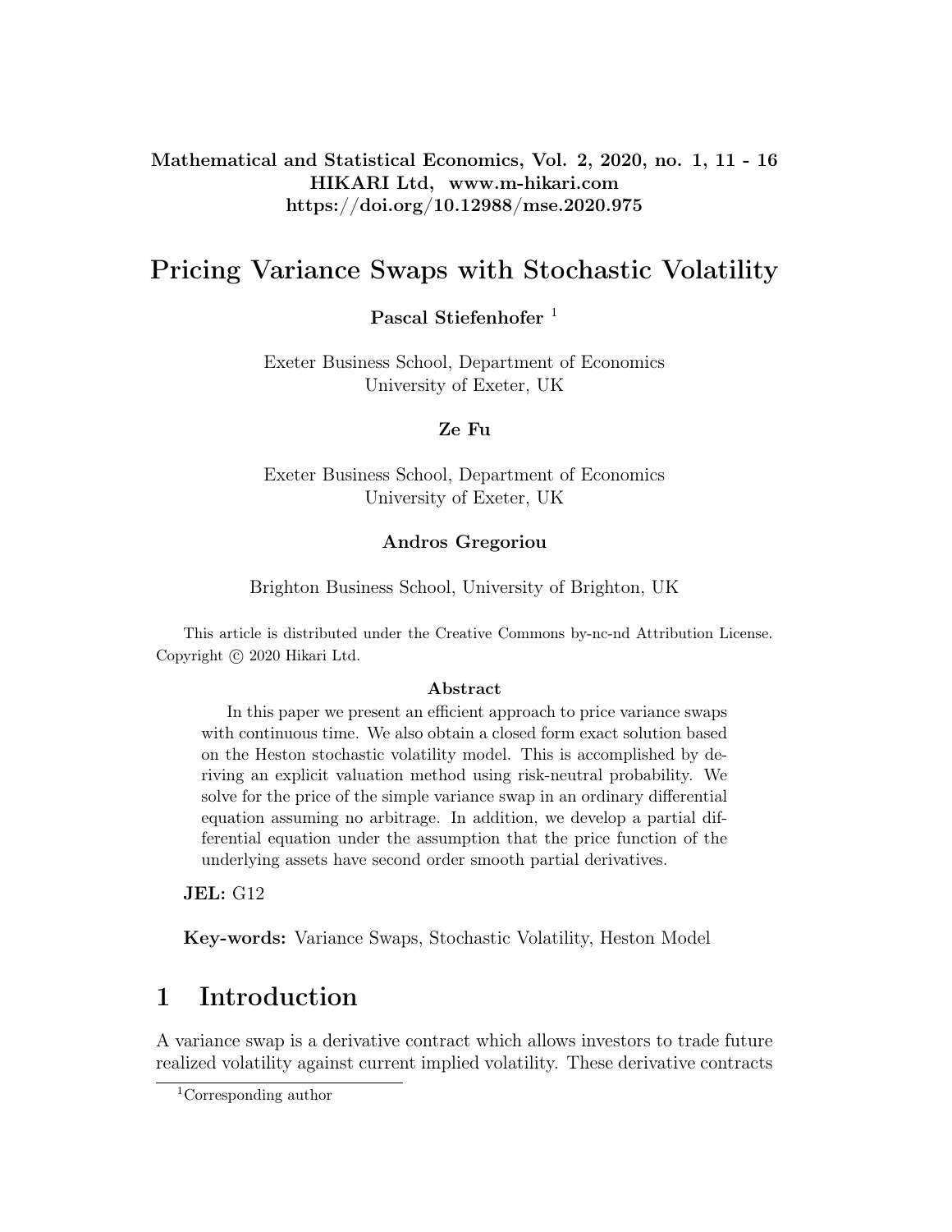# Pricing Variance Swaps with Stochastic Volatility

**Pascal Stiefenhofer** [1]

Exeter Business School, Department of Economics
University of Exeter, UK

**Ze Fu**

Exeter Business School, Department of Economics
University of Exeter, UK

**Andros Gregoriou**

Brighton Business School, University of Brighton, UK

This article is distributed under the Creative Commons by-nc-nd Attribution License. Copyright © 2020 Hikari Ltd.

**Abstract**

In this paper we present an efficient approach to price variance swaps with continuous time. We also obtain a closed form exact solution based on the Heston stochastic volatility model. This is accomplished by deriving an explicit valuation method using risk-neutral probability. We solve for the price of the simple variance swap in an ordinary differential equation assuming no arbitrage. In addition, we develop a partial differential equation under the assumption that the price function of the underlying assets have second order smooth partial derivatives.

**JEL:** G12

**Key-words:** Variance Swaps, Stochastic Volatility, Heston Model

## 1 Introduction

A variance swap is a derivative contract which allows investors to trade future realized volatility against current implied volatility. These derivative contracts

[1] Corresponding author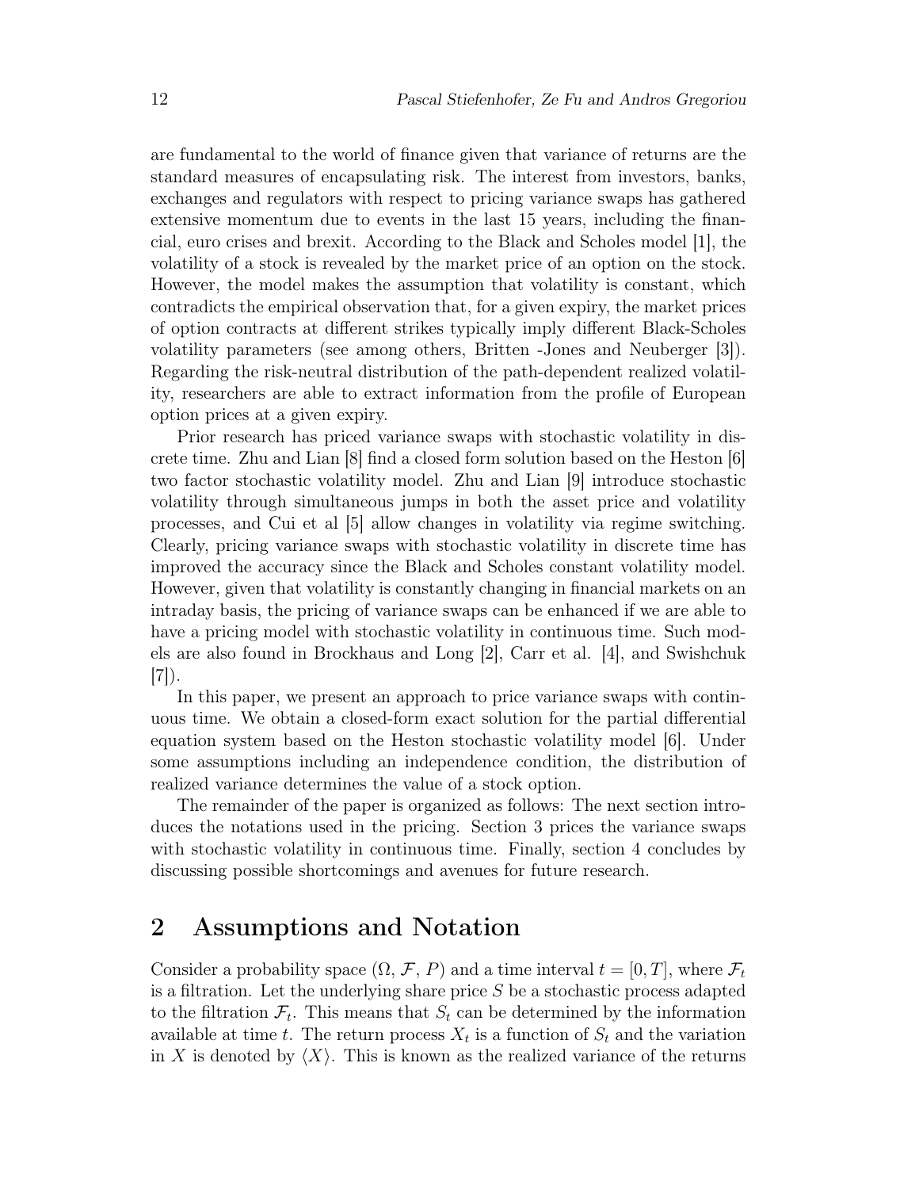are fundamental to the world of finance given that variance of returns are the standard measures of encapsulating risk. The interest from investors, banks, exchanges and regulators with respect to pricing variance swaps has gathered extensive momentum due to events in the last 15 years, including the financial, euro crises and brexit. According to the Black and Scholes model [1], the volatility of a stock is revealed by the market price of an option on the stock. However, the model makes the assumption that volatility is constant, which contradicts the empirical observation that, for a given expiry, the market prices of option contracts at different strikes typically imply different Black-Scholes volatility parameters (see among others, Britten -Jones and Neuberger [3]). Regarding the risk-neutral distribution of the path-dependent realized volatility, researchers are able to extract information from the profile of European option prices at a given expiry.

Prior research has priced variance swaps with stochastic volatility in discrete time. Zhu and Lian [8] find a closed form solution based on the Heston [6] two factor stochastic volatility model. Zhu and Lian [9] introduce stochastic volatility through simultaneous jumps in both the asset price and volatility processes, and Cui et al [5] allow changes in volatility via regime switching. Clearly, pricing variance swaps with stochastic volatility in discrete time has improved the accuracy since the Black and Scholes constant volatility model. However, given that volatility is constantly changing in financial markets on an intraday basis, the pricing of variance swaps can be enhanced if we are able to have a pricing model with stochastic volatility in continuous time. Such models are also found in Brockhaus and Long [2], Carr et al. [4], and Swishchuk [7]).

In this paper, we present an approach to price variance swaps with continuous time. We obtain a closed-form exact solution for the partial differential equation system based on the Heston stochastic volatility model [6]. Under some assumptions including an independence condition, the distribution of realized variance determines the value of a stock option.

The remainder of the paper is organized as follows: The next section introduces the notations used in the pricing. Section 3 prices the variance swaps with stochastic volatility in continuous time. Finally, section 4 concludes by discussing possible shortcomings and avenues for future research.

## 2 Assumptions and Notation

Consider a probability space $(\Omega, \mathcal{F}, P)$ and a time interval $t = [0, T]$, where $\mathcal{F}_t$ is a filtration. Let the underlying share price $S$ be a stochastic process adapted to the filtration $\mathcal{F}_t$. This means that $S_t$ can be determined by the information available at time $t$. The return process $X_t$ is a function of $S_t$ and the variation in $X$ is denoted by $\langle X \rangle$. This is known as the realized variance of the returns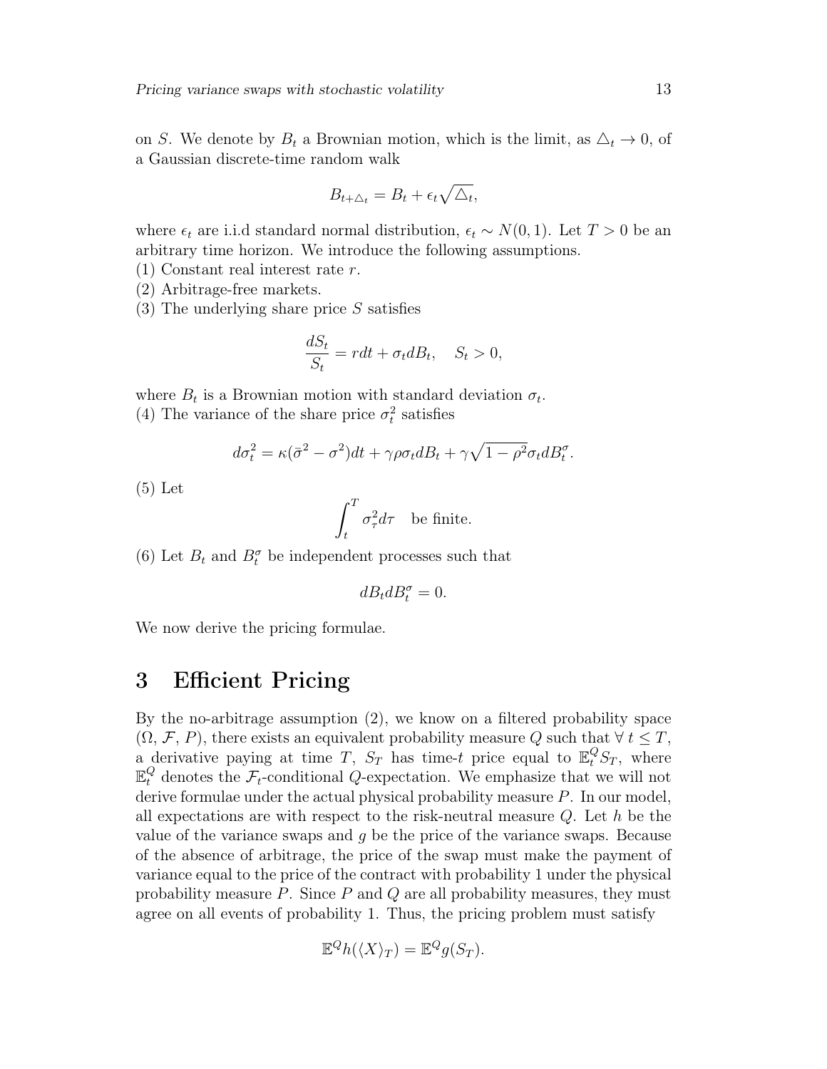on $S$. We denote by $B_t$ a Brownian motion, which is the limit, as $\triangle_t \to 0$, of a Gaussian discrete-time random walk

$$B_{t+\triangle_t} = B_t + \epsilon_t \sqrt{\triangle_t},$$

where $\epsilon_t$ are i.i.d standard normal distribution, $\epsilon_t \sim N(0,1)$. Let $T > 0$ be an arbitrary time horizon. We introduce the following assumptions.

(1) Constant real interest rate $r$.

(2) Arbitrage-free markets.

(3) The underlying share price $S$ satisfies

$$\frac{dS_t}{S_t} = rdt + \sigma_t dB_t, \quad S_t > 0,$$

where $B_t$ is a Brownian motion with standard deviation $\sigma_t$.

(4) The variance of the share price $\sigma_t^2$ satisfies

$$d\sigma_t^2 = \kappa(\bar{\sigma}^2 - \sigma^2)dt + \gamma\rho\sigma_t dB_t + \gamma\sqrt{1-\rho^2}\sigma_t dB_t^\sigma.$$

(5) Let

$$\int_t^T \sigma_\tau^2 d\tau \quad \text{be finite.}$$

(6) Let $B_t$ and $B_t^\sigma$ be independent processes such that

$$dB_t dB_t^\sigma = 0.$$

We now derive the pricing formulae.

# 3 Efficient Pricing

By the no-arbitrage assumption (2), we know on a filtered probability space $(\Omega, \mathcal{F}, P)$, there exists an equivalent probability measure $Q$ such that $\forall\, t \leq T$, a derivative paying at time $T$, $S_T$ has time-$t$ price equal to $\mathbb{E}_t^Q S_T$, where $\mathbb{E}_t^Q$ denotes the $\mathcal{F}_t$-conditional $Q$-expectation. We emphasize that we will not derive formulae under the actual physical probability measure $P$. In our model, all expectations are with respect to the risk-neutral measure $Q$. Let $h$ be the value of the variance swaps and $g$ be the price of the variance swaps. Because of the absence of arbitrage, the price of the swap must make the payment of variance equal to the price of the contract with probability 1 under the physical probability measure $P$. Since $P$ and $Q$ are all probability measures, they must agree on all events of probability 1. Thus, the pricing problem must satisfy

$$\mathbb{E}^Q h(\langle X \rangle_T) = \mathbb{E}^Q g(S_T).$$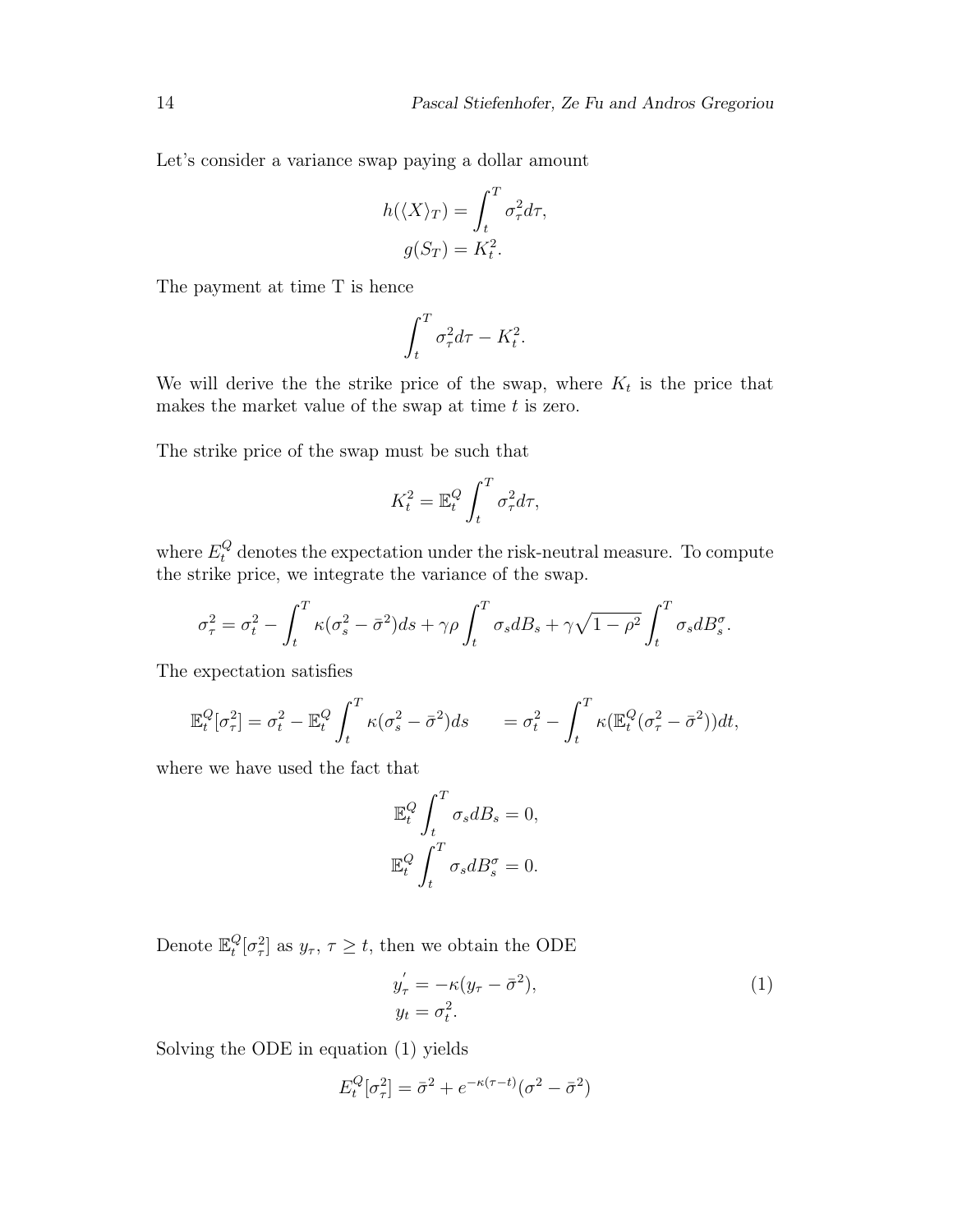Let's consider a variance swap paying a dollar amount

$$h(\langle X \rangle_T) = \int_t^T \sigma_\tau^2 d\tau,$$
$$g(S_T) = K_t^2.$$

The payment at time T is hence

$$\int_t^T \sigma_\tau^2 d\tau - K_t^2.$$

We will derive the the strike price of the swap, where $K_t$ is the price that makes the market value of the swap at time $t$ is zero.

The strike price of the swap must be such that

$$K_t^2 = \mathbb{E}_t^Q \int_t^T \sigma_\tau^2 d\tau,$$

where $E_t^Q$ denotes the expectation under the risk-neutral measure. To compute the strike price, we integrate the variance of the swap.

$$\sigma_\tau^2 = \sigma_t^2 - \int_t^T \kappa(\sigma_s^2 - \bar{\sigma}^2) ds + \gamma\rho \int_t^T \sigma_s dB_s + \gamma\sqrt{1-\rho^2} \int_t^T \sigma_s dB_s^\sigma.$$

The expectation satisfies

$$\mathbb{E}_t^Q[\sigma_\tau^2] = \sigma_t^2 - \mathbb{E}_t^Q \int_t^T \kappa(\sigma_s^2 - \bar{\sigma}^2) ds \qquad = \sigma_t^2 - \int_t^T \kappa(\mathbb{E}_t^Q(\sigma_\tau^2 - \bar{\sigma}^2)) dt,$$

where we have used the fact that

$$\mathbb{E}_t^Q \int_t^T \sigma_s dB_s = 0,$$
$$\mathbb{E}_t^Q \int_t^T \sigma_s dB_s^\sigma = 0.$$

Denote $\mathbb{E}_t^Q[\sigma_\tau^2]$ as $y_\tau$, $\tau \geq t$, then we obtain the ODE

$$y_\tau^{'} = -\kappa(y_\tau - \bar{\sigma}^2), \tag{1}$$
$$y_t = \sigma_t^2.$$

Solving the ODE in equation (1) yields

$$E_t^Q[\sigma_\tau^2] = \bar{\sigma}^2 + e^{-\kappa(\tau - t)}(\sigma^2 - \bar{\sigma}^2)$$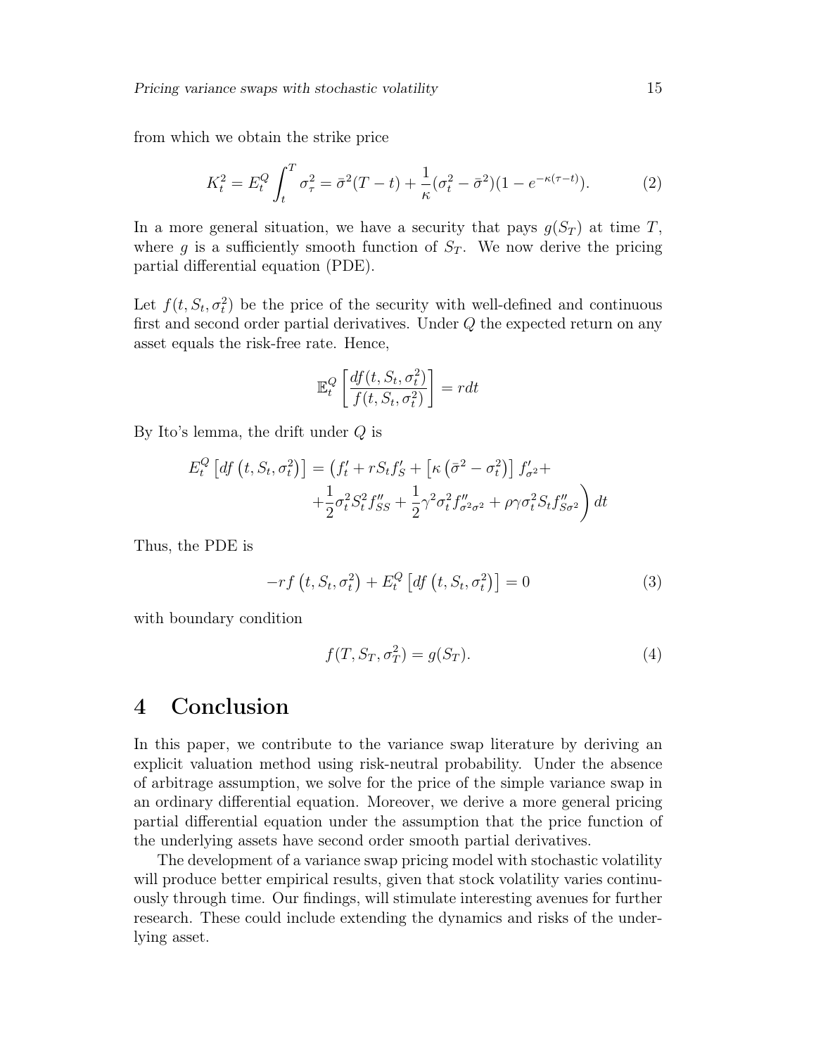from which we obtain the strike price

$$K_t^2 = E_t^Q \int_t^T \sigma_\tau^2 = \bar{\sigma}^2(T-t) + \frac{1}{\kappa}(\sigma_t^2 - \bar{\sigma}^2)(1 - e^{-\kappa(\tau - t)}). \tag{2}$$

In a more general situation, we have a security that pays $g(S_T)$ at time $T$, where $g$ is a sufficiently smooth function of $S_T$. We now derive the pricing partial differential equation (PDE).

Let $f(t, S_t, \sigma_t^2)$ be the price of the security with well-defined and continuous first and second order partial derivatives. Under $Q$ the expected return on any asset equals the risk-free rate. Hence,

$$\mathbb{E}_t^Q \left[ \frac{df(t, S_t, \sigma_t^2)}{f(t, S_t, \sigma_t^2)} \right] = rdt$$

By Ito's lemma, the drift under $Q$ is

$$E_t^Q \left[ df\left(t, S_t, \sigma_t^2\right) \right] = \Big( f_t' + rS_t f_S' + \left[ \kappa \left( \bar{\sigma}^2 - \sigma_t^2 \right) \right] f_{\sigma^2}' + \\ + \frac{1}{2}\sigma_t^2 S_t^2 f_{SS}'' + \frac{1}{2}\gamma^2 \sigma_t^2 f_{\sigma^2\sigma^2}'' + \rho\gamma\sigma_t^2 S_t f_{S\sigma^2}'' \Big) dt$$

Thus, the PDE is

$$-rf\left(t, S_t, \sigma_t^2\right) + E_t^Q \left[ df\left(t, S_t, \sigma_t^2\right) \right] = 0 \tag{3}$$

with boundary condition

$$f(T, S_T, \sigma_T^2) = g(S_T). \tag{4}$$

# 4 Conclusion

In this paper, we contribute to the variance swap literature by deriving an explicit valuation method using risk-neutral probability. Under the absence of arbitrage assumption, we solve for the price of the simple variance swap in an ordinary differential equation. Moreover, we derive a more general pricing partial differential equation under the assumption that the price function of the underlying assets have second order smooth partial derivatives.

The development of a variance swap pricing model with stochastic volatility will produce better empirical results, given that stock volatility varies continuously through time. Our findings, will stimulate interesting avenues for further research. These could include extending the dynamics and risks of the underlying asset.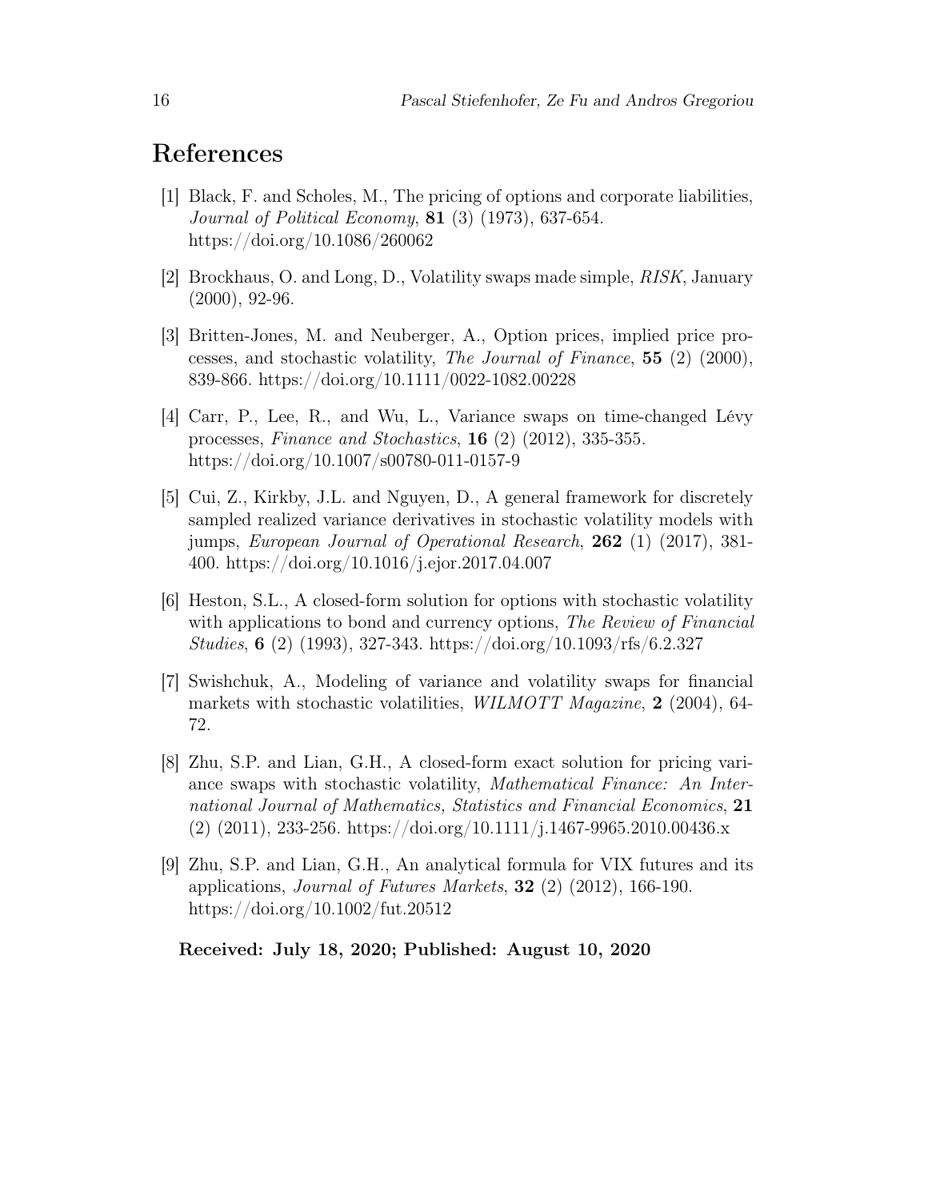## References

[1] Black, F. and Scholes, M., The pricing of options and corporate liabilities, *Journal of Political Economy*, **81** (3) (1973), 637-654. https://doi.org/10.1086/260062

[2] Brockhaus, O. and Long, D., Volatility swaps made simple, *RISK*, January (2000), 92-96.

[3] Britten-Jones, M. and Neuberger, A., Option prices, implied price processes, and stochastic volatility, *The Journal of Finance*, **55** (2) (2000), 839-866. https://doi.org/10.1111/0022-1082.00228

[4] Carr, P., Lee, R., and Wu, L., Variance swaps on time-changed Lévy processes, *Finance and Stochastics*, **16** (2) (2012), 335-355. https://doi.org/10.1007/s00780-011-0157-9

[5] Cui, Z., Kirkby, J.L. and Nguyen, D., A general framework for discretely sampled realized variance derivatives in stochastic volatility models with jumps, *European Journal of Operational Research*, **262** (1) (2017), 381-400. https://doi.org/10.1016/j.ejor.2017.04.007

[6] Heston, S.L., A closed-form solution for options with stochastic volatility with applications to bond and currency options, *The Review of Financial Studies*, **6** (2) (1993), 327-343. https://doi.org/10.1093/rfs/6.2.327

[7] Swishchuk, A., Modeling of variance and volatility swaps for financial markets with stochastic volatilities, *WILMOTT Magazine*, **2** (2004), 64-72.

[8] Zhu, S.P. and Lian, G.H., A closed-form exact solution for pricing variance swaps with stochastic volatility, *Mathematical Finance: An International Journal of Mathematics, Statistics and Financial Economics*, **21** (2) (2011), 233-256. https://doi.org/10.1111/j.1467-9965.2010.00436.x

[9] Zhu, S.P. and Lian, G.H., An analytical formula for VIX futures and its applications, *Journal of Futures Markets*, **32** (2) (2012), 166-190. https://doi.org/10.1002/fut.20512

**Received: July 18, 2020; Published: August 10, 2020**